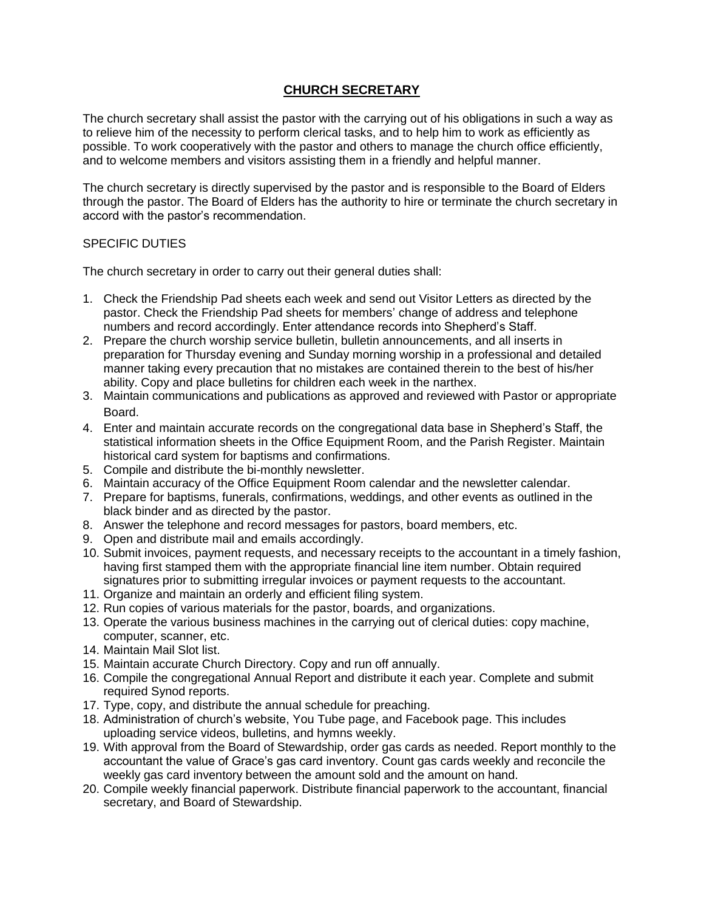# CHURCH SECRETARY

The church secretary shall assist the pastor with the carrying out of his obligations in such a way as to relieve him of the necessity to perform clerical tasks, and to help him to work as efficiently as possible. To work cooperatively with the pastor and others to manage the church office efficiently, and to welcome members and visitors assisting them in a friendly and helpful manner.

The church secretary is directly supervised by the pastor and is responsible to the Board of Elders through the pastor. The Board of Elders has the authority to hire or terminate the church secretary in accord with the pastor's recommendation.

SPECIFIC DUTIES

The church secretary in order to carry out their general duties shall:

1. Check the Friendship Pad sheets each week and send out Visitor Letters as directed by the pastor. Check the Friendship Pad sheets for members' change of address and telephone numbers and record accordingly. Enter attendance records into Shepherd's Staff.
2. Prepare the church worship service bulletin, bulletin announcements, and all inserts in preparation for Thursday evening and Sunday morning worship in a professional and detailed manner taking every precaution that no mistakes are contained therein to the best of his/her ability. Copy and place bulletins for children each week in the narthex.
3. Maintain communications and publications as approved and reviewed with Pastor or appropriate Board.
4. Enter and maintain accurate records on the congregational data base in Shepherd's Staff, the statistical information sheets in the Office Equipment Room, and the Parish Register. Maintain historical card system for baptisms and confirmations.
5. Compile and distribute the bi-monthly newsletter.
6. Maintain accuracy of the Office Equipment Room calendar and the newsletter calendar.
7. Prepare for baptisms, funerals, confirmations, weddings, and other events as outlined in the black binder and as directed by the pastor.
8. Answer the telephone and record messages for pastors, board members, etc.
9. Open and distribute mail and emails accordingly.
10. Submit invoices, payment requests, and necessary receipts to the accountant in a timely fashion, having first stamped them with the appropriate financial line item number. Obtain required signatures prior to submitting irregular invoices or payment requests to the accountant.
11. Organize and maintain an orderly and efficient filing system.
12. Run copies of various materials for the pastor, boards, and organizations.
13. Operate the various business machines in the carrying out of clerical duties: copy machine, computer, scanner, etc.
14. Maintain Mail Slot list.
15. Maintain accurate Church Directory. Copy and run off annually.
16. Compile the congregational Annual Report and distribute it each year. Complete and submit required Synod reports.
17. Type, copy, and distribute the annual schedule for preaching.
18. Administration of church's website, You Tube page, and Facebook page. This includes uploading service videos, bulletins, and hymns weekly.
19. With approval from the Board of Stewardship, order gas cards as needed. Report monthly to the accountant the value of Grace's gas card inventory. Count gas cards weekly and reconcile the weekly gas card inventory between the amount sold and the amount on hand.
20. Compile weekly financial paperwork. Distribute financial paperwork to the accountant, financial secretary, and Board of Stewardship.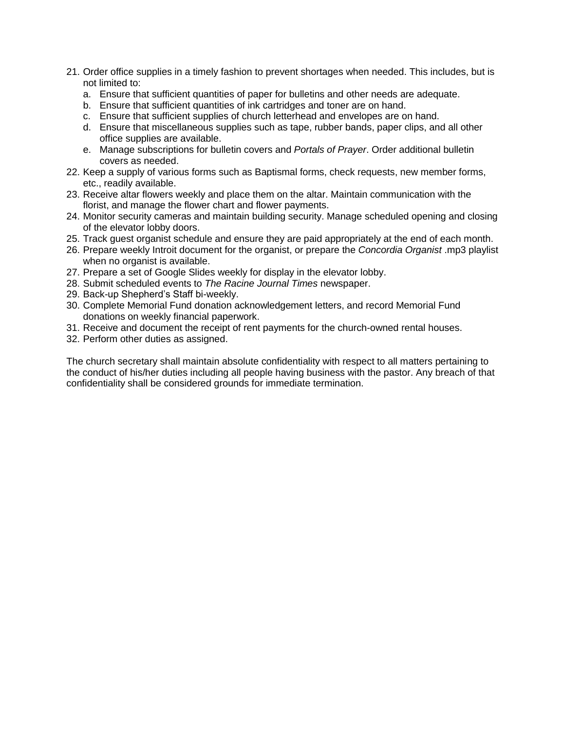21. Order office supplies in a timely fashion to prevent shortages when needed. This includes, but is not limited to:
    a. Ensure that sufficient quantities of paper for bulletins and other needs are adequate.
    b. Ensure that sufficient quantities of ink cartridges and toner are on hand.
    c. Ensure that sufficient supplies of church letterhead and envelopes are on hand.
    d. Ensure that miscellaneous supplies such as tape, rubber bands, paper clips, and all other office supplies are available.
    e. Manage subscriptions for bulletin covers and *Portals of Prayer*. Order additional bulletin covers as needed.
22. Keep a supply of various forms such as Baptismal forms, check requests, new member forms, etc., readily available.
23. Receive altar flowers weekly and place them on the altar. Maintain communication with the florist, and manage the flower chart and flower payments.
24. Monitor security cameras and maintain building security. Manage scheduled opening and closing of the elevator lobby doors.
25. Track guest organist schedule and ensure they are paid appropriately at the end of each month.
26. Prepare weekly Introit document for the organist, or prepare the *Concordia Organist* .mp3 playlist when no organist is available.
27. Prepare a set of Google Slides weekly for display in the elevator lobby.
28. Submit scheduled events to *The Racine Journal Times* newspaper.
29. Back-up Shepherd's Staff bi-weekly.
30. Complete Memorial Fund donation acknowledgement letters, and record Memorial Fund donations on weekly financial paperwork.
31. Receive and document the receipt of rent payments for the church-owned rental houses.
32. Perform other duties as assigned.

The church secretary shall maintain absolute confidentiality with respect to all matters pertaining to the conduct of his/her duties including all people having business with the pastor. Any breach of that confidentiality shall be considered grounds for immediate termination.